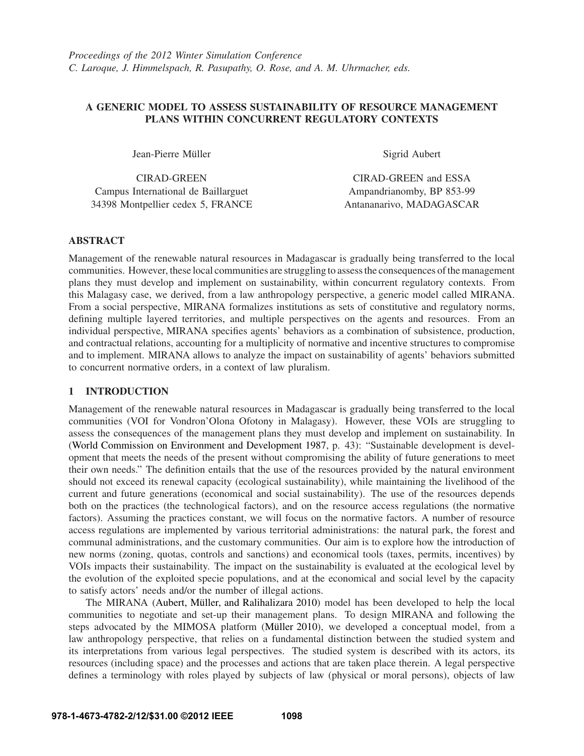*Proceedings of the 2012 Winter Simulation Conference*
*C. Laroque, J. Himmelspach, R. Pasupathy, O. Rose, and A. M. Uhrmacher, eds.*

# A GENERIC MODEL TO ASSESS SUSTAINABILITY OF RESOURCE MANAGEMENT PLANS WITHIN CONCURRENT REGULATORY CONTEXTS

Jean-Pierre Müller

CIRAD-GREEN
Campus International de Baillarguet
34398 Montpellier cedex 5, FRANCE

Sigrid Aubert

CIRAD-GREEN and ESSA
Ampandrianomby, BP 853-99
Antananarivo, MADAGASCAR

## ABSTRACT

Management of the renewable natural resources in Madagascar is gradually being transferred to the local communities. However, these local communities are struggling to assess the consequences of the management plans they must develop and implement on sustainability, within concurrent regulatory contexts. From this Malagasy case, we derived, from a law anthropology perspective, a generic model called MIRANA. From a social perspective, MIRANA formalizes institutions as sets of constitutive and regulatory norms, defining multiple layered territories, and multiple perspectives on the agents and resources. From an individual perspective, MIRANA specifies agents' behaviors as a combination of subsistence, production, and contractual relations, accounting for a multiplicity of normative and incentive structures to compromise and to implement. MIRANA allows to analyze the impact on sustainability of agents' behaviors submitted to concurrent normative orders, in a context of law pluralism.

## 1 INTRODUCTION

Management of the renewable natural resources in Madagascar is gradually being transferred to the local communities (VOI for Vondron'Olona Ofotony in Malagasy). However, these VOIs are struggling to assess the consequences of the management plans they must develop and implement on sustainability. In (World Commission on Environment and Development 1987, p. 43): "Sustainable development is development that meets the needs of the present without compromising the ability of future generations to meet their own needs." The definition entails that the use of the resources provided by the natural environment should not exceed its renewal capacity (ecological sustainability), while maintaining the livelihood of the current and future generations (economical and social sustainability). The use of the resources depends both on the practices (the technological factors), and on the resource access regulations (the normative factors). Assuming the practices constant, we will focus on the normative factors. A number of resource access regulations are implemented by various territorial administrations: the natural park, the forest and communal administrations, and the customary communities. Our aim is to explore how the introduction of new norms (zoning, quotas, controls and sanctions) and economical tools (taxes, permits, incentives) by VOIs impacts their sustainability. The impact on the sustainability is evaluated at the ecological level by the evolution of the exploited specie populations, and at the economical and social level by the capacity to satisfy actors' needs and/or the number of illegal actions.

The MIRANA (Aubert, Müller, and Ralihalizara 2010) model has been developed to help the local communities to negotiate and set-up their management plans. To design MIRANA and following the steps advocated by the MIMOSA platform (Müller 2010), we developed a conceptual model, from a law anthropology perspective, that relies on a fundamental distinction between the studied system and its interpretations from various legal perspectives. The studied system is described with its actors, its resources (including space) and the processes and actions that are taken place therein. A legal perspective defines a terminology with roles played by subjects of law (physical or moral persons), objects of law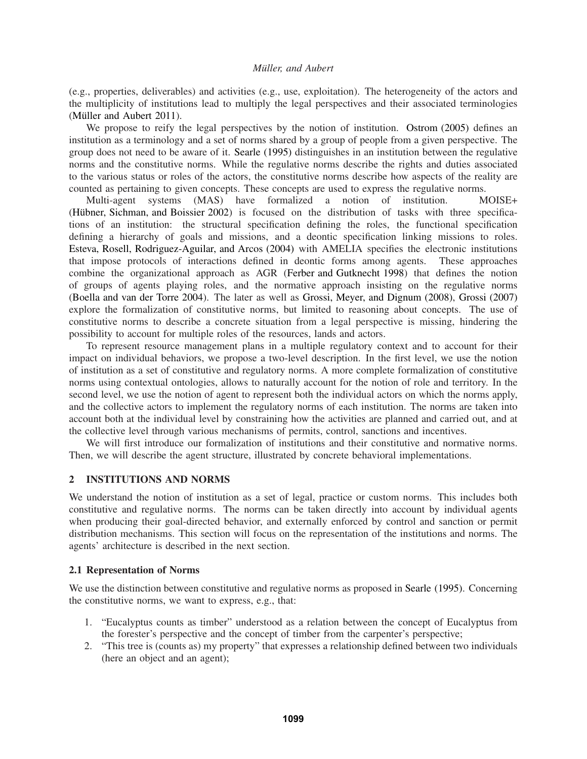(e.g., properties, deliverables) and activities (e.g., use, exploitation). The heterogeneity of the actors and the multiplicity of institutions lead to multiply the legal perspectives and their associated terminologies (Müller and Aubert 2011).

We propose to reify the legal perspectives by the notion of institution. Ostrom (2005) defines an institution as a terminology and a set of norms shared by a group of people from a given perspective. The group does not need to be aware of it. Searle (1995) distinguishes in an institution between the regulative norms and the constitutive norms. While the regulative norms describe the rights and duties associated to the various status or roles of the actors, the constitutive norms describe how aspects of the reality are counted as pertaining to given concepts. These concepts are used to express the regulative norms.

Multi-agent systems (MAS) have formalized a notion of institution. MOISE+ (Hübner, Sichman, and Boissier 2002) is focused on the distribution of tasks with three specifications of an institution: the structural specification defining the roles, the functional specification defining a hierarchy of goals and missions, and a deontic specification linking missions to roles. Esteva, Rosell, Rodriguez-Aguilar, and Arcos (2004) with AMELIA specifies the electronic institutions that impose protocols of interactions defined in deontic forms among agents. These approaches combine the organizational approach as AGR (Ferber and Gutknecht 1998) that defines the notion of groups of agents playing roles, and the normative approach insisting on the regulative norms (Boella and van der Torre 2004). The later as well as Grossi, Meyer, and Dignum (2008), Grossi (2007) explore the formalization of constitutive norms, but limited to reasoning about concepts. The use of constitutive norms to describe a concrete situation from a legal perspective is missing, hindering the possibility to account for multiple roles of the resources, lands and actors.

To represent resource management plans in a multiple regulatory context and to account for their impact on individual behaviors, we propose a two-level description. In the first level, we use the notion of institution as a set of constitutive and regulatory norms. A more complete formalization of constitutive norms using contextual ontologies, allows to naturally account for the notion of role and territory. In the second level, we use the notion of agent to represent both the individual actors on which the norms apply, and the collective actors to implement the regulatory norms of each institution. The norms are taken into account both at the individual level by constraining how the activities are planned and carried out, and at the collective level through various mechanisms of permits, control, sanctions and incentives.

We will first introduce our formalization of institutions and their constitutive and normative norms. Then, we will describe the agent structure, illustrated by concrete behavioral implementations.

## 2 INSTITUTIONS AND NORMS

We understand the notion of institution as a set of legal, practice or custom norms. This includes both constitutive and regulative norms. The norms can be taken directly into account by individual agents when producing their goal-directed behavior, and externally enforced by control and sanction or permit distribution mechanisms. This section will focus on the representation of the institutions and norms. The agents' architecture is described in the next section.

### 2.1 Representation of Norms

We use the distinction between constitutive and regulative norms as proposed in Searle (1995). Concerning the constitutive norms, we want to express, e.g., that:

1. "Eucalyptus counts as timber" understood as a relation between the concept of Eucalyptus from the forester's perspective and the concept of timber from the carpenter's perspective;
2. "This tree is (counts as) my property" that expresses a relationship defined between two individuals (here an object and an agent);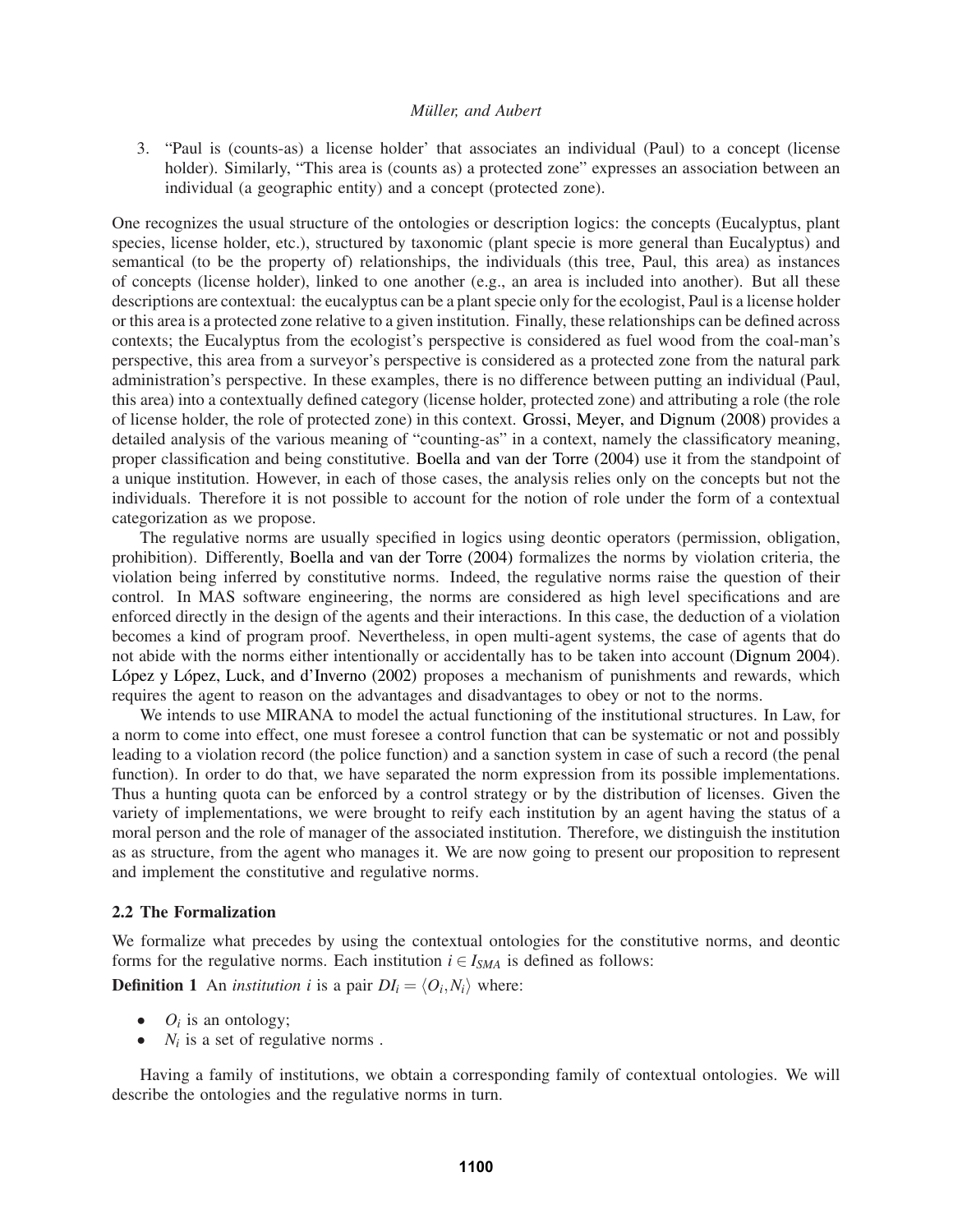3. "Paul is (counts-as) a license holder' that associates an individual (Paul) to a concept (license holder). Similarly, "This area is (counts as) a protected zone" expresses an association between an individual (a geographic entity) and a concept (protected zone).

One recognizes the usual structure of the ontologies or description logics: the concepts (Eucalyptus, plant species, license holder, etc.), structured by taxonomic (plant specie is more general than Eucalyptus) and semantical (to be the property of) relationships, the individuals (this tree, Paul, this area) as instances of concepts (license holder), linked to one another (e.g., an area is included into another). But all these descriptions are contextual: the eucalyptus can be a plant specie only for the ecologist, Paul is a license holder or this area is a protected zone relative to a given institution. Finally, these relationships can be defined across contexts; the Eucalyptus from the ecologist's perspective is considered as fuel wood from the coal-man's perspective, this area from a surveyor's perspective is considered as a protected zone from the natural park administration's perspective. In these examples, there is no difference between putting an individual (Paul, this area) into a contextually defined category (license holder, protected zone) and attributing a role (the role of license holder, the role of protected zone) in this context. Grossi, Meyer, and Dignum (2008) provides a detailed analysis of the various meaning of "counting-as" in a context, namely the classificatory meaning, proper classification and being constitutive. Boella and van der Torre (2004) use it from the standpoint of a unique institution. However, in each of those cases, the analysis relies only on the concepts but not the individuals. Therefore it is not possible to account for the notion of role under the form of a contextual categorization as we propose.

The regulative norms are usually specified in logics using deontic operators (permission, obligation, prohibition). Differently, Boella and van der Torre (2004) formalizes the norms by violation criteria, the violation being inferred by constitutive norms. Indeed, the regulative norms raise the question of their control. In MAS software engineering, the norms are considered as high level specifications and are enforced directly in the design of the agents and their interactions. In this case, the deduction of a violation becomes a kind of program proof. Nevertheless, in open multi-agent systems, the case of agents that do not abide with the norms either intentionally or accidentally has to be taken into account (Dignum 2004). López y López, Luck, and d'Inverno (2002) proposes a mechanism of punishments and rewards, which requires the agent to reason on the advantages and disadvantages to obey or not to the norms.

We intend to use MIRANA to model the actual functioning of the institutional structures. In Law, for a norm to come into effect, one must foresee a control function that can be systematic or not and possibly leading to a violation record (the police function) and a sanction system in case of such a record (the penal function). In order to do that, we have separated the norm expression from its possible implementations. Thus a hunting quota can be enforced by a control strategy or by the distribution of licenses. Given the variety of implementations, we were brought to reify each institution by an agent having the status of a moral person and the role of manager of the associated institution. Therefore, we distinguish the institution as as structure, from the agent who manages it. We are now going to present our proposition to represent and implement the constitutive and regulative norms.

### 2.2 The Formalization

We formalize what precedes by using the contextual ontologies for the constitutive norms, and deontic forms for the regulative norms. Each institution $i \in I_{SMA}$ is defined as follows:

**Definition 1** An *institution i* is a pair $DI_i = \langle O_i, N_i \rangle$ where:

- $O_i$ is an ontology;
- $N_i$ is a set of regulative norms .

Having a family of institutions, we obtain a corresponding family of contextual ontologies. We will describe the ontologies and the regulative norms in turn.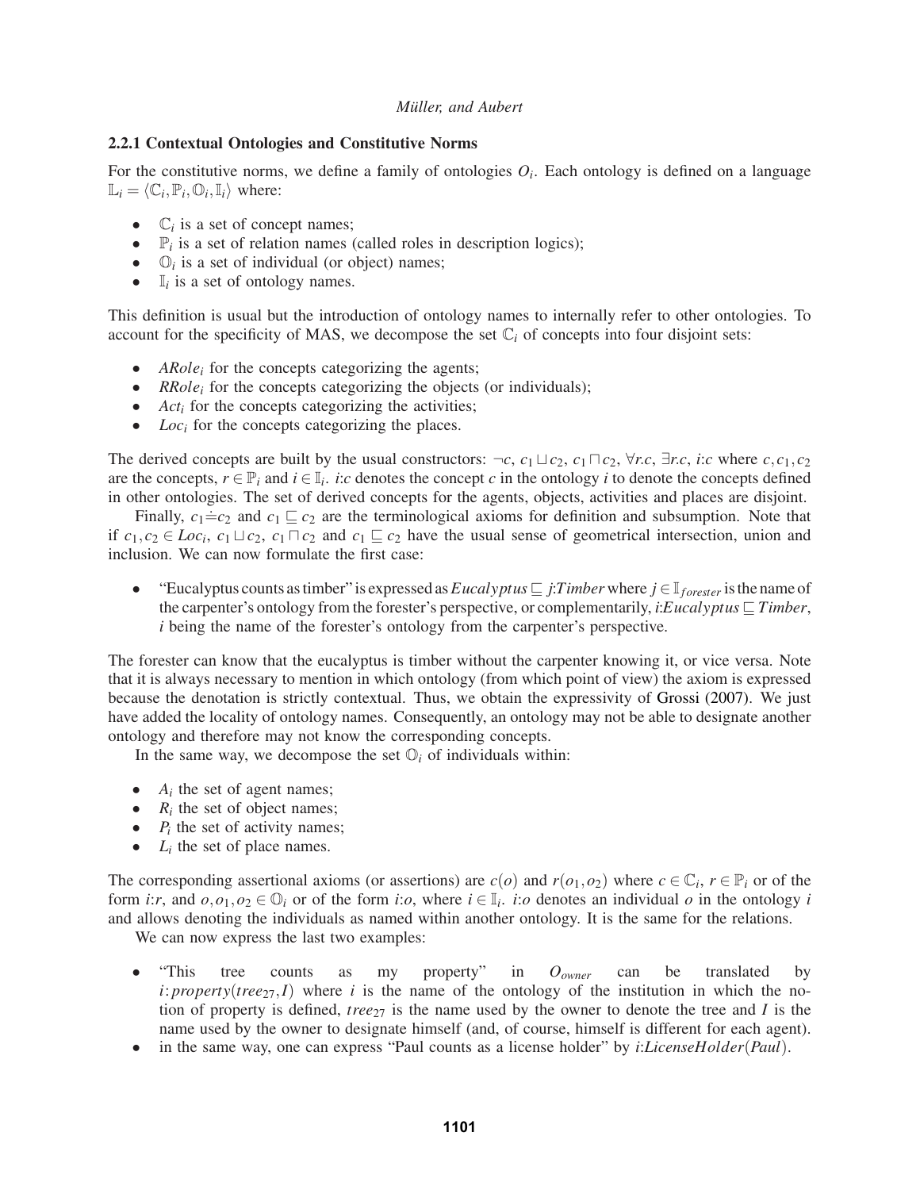### 2.2.1 Contextual Ontologies and Constitutive Norms

For the constitutive norms, we define a family of ontologies $O_i$. Each ontology is defined on a language $\mathbb{L}_i = \langle \mathbb{C}_i, \mathbb{P}_i, \mathbb{O}_i, \mathbb{I}_i \rangle$ where:

- $\mathbb{C}_i$ is a set of concept names;
- $\mathbb{P}_i$ is a set of relation names (called roles in description logics);
- $\mathbb{O}_i$ is a set of individual (or object) names;
- $\mathbb{I}_i$ is a set of ontology names.

This definition is usual but the introduction of ontology names to internally refer to other ontologies. To account for the specificity of MAS, we decompose the set $\mathbb{C}_i$ of concepts into four disjoint sets:

- $ARole_i$ for the concepts categorizing the agents;
- $RRole_i$ for the concepts categorizing the objects (or individuals);
- $Act_i$ for the concepts categorizing the activities;
- $Loc_i$ for the concepts categorizing the places.

The derived concepts are built by the usual constructors: $\neg c$, $c_1 \sqcup c_2$, $c_1 \sqcap c_2$, $\forall r.c$, $\exists r.c$, $i{:}c$ where $c, c_1, c_2$ are the concepts, $r \in \mathbb{P}_i$ and $i \in \mathbb{I}_i$. $i{:}c$ denotes the concept $c$ in the ontology $i$ to denote the concepts defined in other ontologies. The set of derived concepts for the agents, objects, activities and places are disjoint.

Finally, $c_1 \doteq c_2$ and $c_1 \sqsubseteq c_2$ are the terminological axioms for definition and subsumption. Note that if $c_1, c_2 \in Loc_i$, $c_1 \sqcup c_2$, $c_1 \sqcap c_2$ and $c_1 \sqsubseteq c_2$ have the usual sense of geometrical intersection, union and inclusion. We can now formulate the first case:

- "Eucalyptus counts as timber" is expressed as $Eucalyptus \sqsubseteq j{:}Timber$ where $j \in \mathbb{I}_{forester}$ is the name of the carpenter's ontology from the forester's perspective, or complementarily, $i{:}Eucalyptus \sqsubseteq Timber$, $i$ being the name of the forester's ontology from the carpenter's perspective.

The forester can know that the eucalyptus is timber without the carpenter knowing it, or vice versa. Note that it is always necessary to mention in which ontology (from which point of view) the axiom is expressed because the denotation is strictly contextual. Thus, we obtain the expressivity of Grossi (2007). We just have added the locality of ontology names. Consequently, an ontology may not be able to designate another ontology and therefore may not know the corresponding concepts.

In the same way, we decompose the set $\mathbb{O}_i$ of individuals within:

- $A_i$ the set of agent names;
- $R_i$ the set of object names;
- $P_i$ the set of activity names;
- $L_i$ the set of place names.

The corresponding assertional axioms (or assertions) are $c(o)$ and $r(o_1, o_2)$ where $c \in \mathbb{C}_i$, $r \in \mathbb{P}_i$ or of the form $i{:}r$, and $o, o_1, o_2 \in \mathbb{O}_i$ or of the form $i{:}o$, where $i \in \mathbb{I}_i$. $i{:}o$ denotes an individual $o$ in the ontology $i$ and allows denoting the individuals as named within another ontology. It is the same for the relations.

We can now express the last two examples:

- "This tree counts as my property" in $O_{owner}$ can be translated by $i{:}property(tree_{27}, I)$ where $i$ is the name of the ontology of the institution in which the notion of property is defined, $tree_{27}$ is the name used by the owner to denote the tree and $I$ is the name used by the owner to designate himself (and, of course, himself is different for each agent).
- in the same way, one can express "Paul counts as a license holder" by $i{:}LicenseHolder(Paul)$.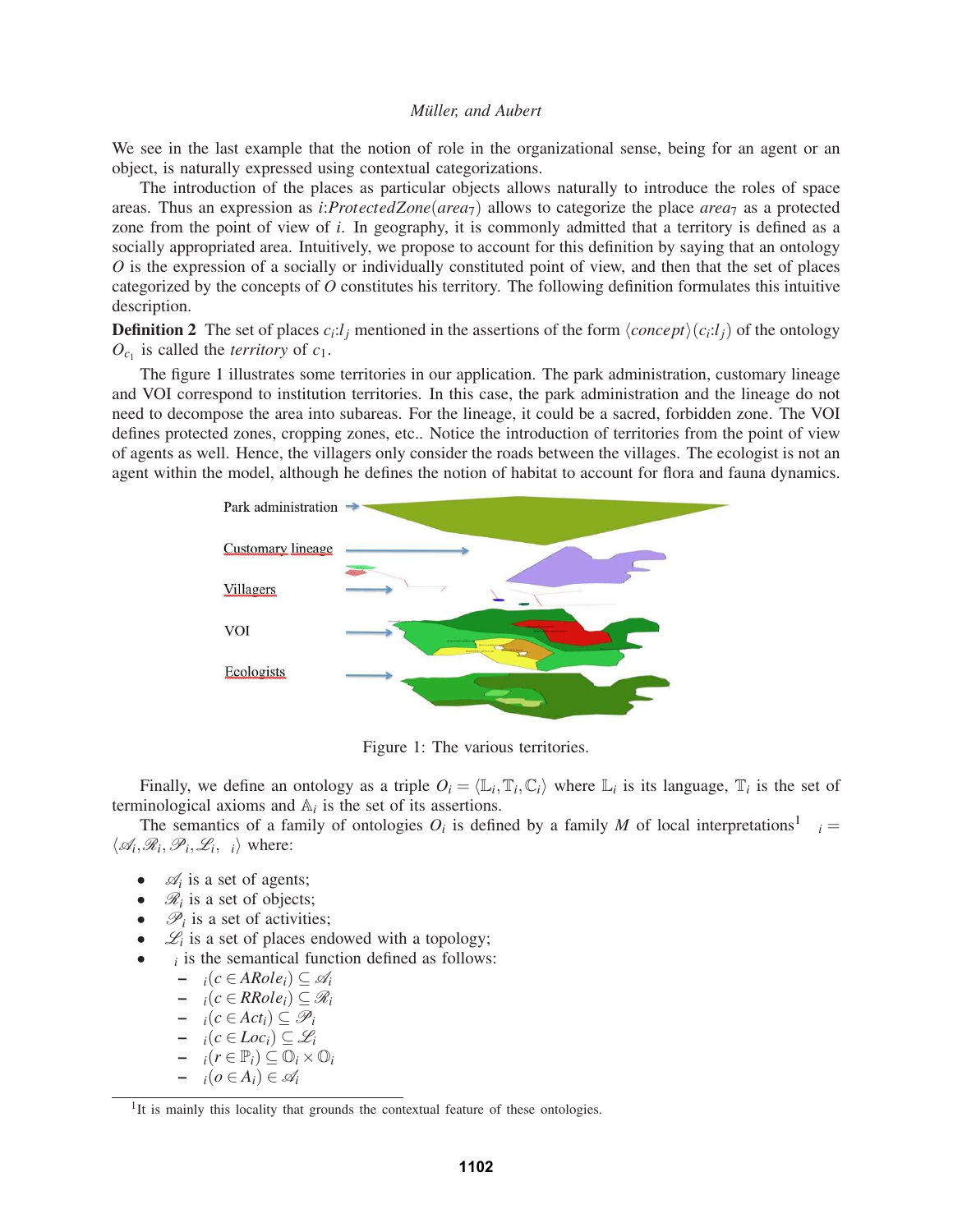We see in the last example that the notion of role in the organizational sense, being for an agent or an object, is naturally expressed using contextual categorizations.

The introduction of the places as particular objects allows naturally to introduce the roles of space areas. Thus an expression as $i$:$ProtectedZone(area_7)$ allows to categorize the place $area_7$ as a protected zone from the point of view of $i$. In geography, it is commonly admitted that a territory is defined as a socially appropriated area. Intuitively, we propose to account for this definition by saying that an ontology $O$ is the expression of a socially or individually constituted point of view, and then that the set of places categorized by the concepts of $O$ constitutes his territory. The following definition formulates this intuitive description.

**Definition 2** The set of places $c_i$:$l_j$ mentioned in the assertions of the form $\langle concept \rangle(c_i:l_j)$ of the ontology $O_{c_1}$ is called the *territory* of $c_1$.

The figure 1 illustrates some territories in our application. The park administration, customary lineage and VOI correspond to institution territories. In this case, the park administration and the lineage do not need to decompose the area into subareas. For the lineage, it could be a sacred, forbidden zone. The VOI defines protected zones, cropping zones, etc.. Notice the introduction of territories from the point of view of agents as well. Hence, the villagers only consider the roads between the villages. The ecologist is not an agent within the model, although he defines the notion of habitat to account for flora and fauna dynamics.

Figure 1: The various territories.

Finally, we define an ontology as a triple $O_i = \langle \mathbb{L}_i, \mathbb{T}_i, \mathbb{C}_i \rangle$ where $\mathbb{L}_i$ is its language, $\mathbb{T}_i$ is the set of terminological axioms and $\mathbb{A}_i$ is the set of its assertions.

The semantics of a family of ontologies $O_i$ is defined by a family $M$ of local interpretations[1] $\;_i = \langle \mathscr{A}_i, \mathscr{R}_i, \mathscr{P}_i, \mathscr{L}_i, \;_i \rangle$ where:

- $\mathscr{A}_i$ is a set of agents;
- $\mathscr{R}_i$ is a set of objects;
- $\mathscr{P}_i$ is a set of activities;
- $\mathscr{L}_i$ is a set of places endowed with a topology;
- $\;_i$ is the semantical function defined as follows:
  - $\;_i(c \in ARole_i) \subseteq \mathscr{A}_i$
  - $\;_i(c \in RRole_i) \subseteq \mathscr{R}_i$
  - $\;_i(c \in Act_i) \subseteq \mathscr{P}_i$
  - $\;_i(c \in Loc_i) \subseteq \mathscr{L}_i$
  - $\;_i(r \in \mathbb{P}_i) \subseteq \mathbb{O}_i \times \mathbb{O}_i$
  - $\;_i(o \in A_i) \in \mathscr{A}_i$

[1] It is mainly this locality that grounds the contextual feature of these ontologies.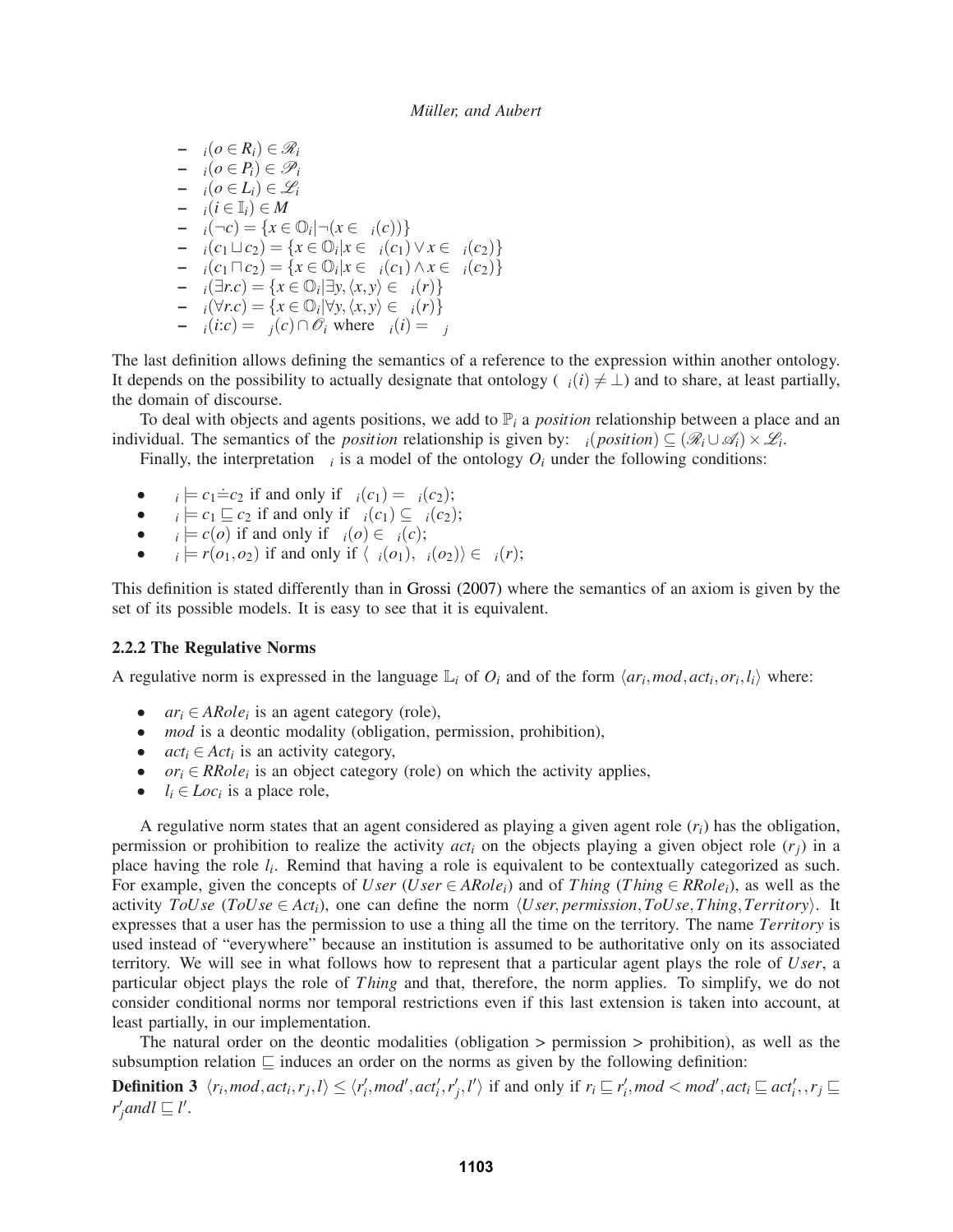- ${}_i(o \in R_i) \in \mathscr{R}_i$
- ${}_i(o \in P_i) \in \mathscr{P}_i$
- ${}_i(o \in L_i) \in \mathscr{L}_i$
- ${}_i(i \in \mathbb{I}_i) \in M$
- ${}_i(\neg c) = \{x \in \mathbb{O}_i | \neg(x \in {}_i(c))\}$
- ${}_i(c_1 \sqcup c_2) = \{x \in \mathbb{O}_i | x \in {}_i(c_1) \vee x \in {}_i(c_2)\}$
- ${}_i(c_1 \sqcap c_2) = \{x \in \mathbb{O}_i | x \in {}_i(c_1) \wedge x \in {}_i(c_2)\}$
- ${}_i(\exists r.c) = \{x \in \mathbb{O}_i | \exists y, \langle x, y \rangle \in {}_i(r)\}$
- ${}_i(\forall r.c) = \{x \in \mathbb{O}_i | \forall y, \langle x, y \rangle \in {}_i(r)\}$
- ${}_i(i{:}c) = {}_j(c) \cap \mathscr{O}_i$ where ${}_i(i) = {}_j$

The last definition allows defining the semantics of a reference to the expression within another ontology. It depends on the possibility to actually designate that ontology (${}_i(i) \neq \bot$) and to share, at least partially, the domain of discourse.

To deal with objects and agents positions, we add to $\mathbb{P}_i$ a *position* relationship between a place and an individual. The semantics of the *position* relationship is given by: ${}_i(position) \subseteq (\mathscr{R}_i \cup \mathscr{A}_i) \times \mathscr{L}_i$.

Finally, the interpretation ${}_i$ is a model of the ontology $O_i$ under the following conditions:

- ${}_i \models c_1 \doteq c_2$ if and only if ${}_i(c_1) = {}_i(c_2)$;
- ${}_i \models c_1 \sqsubseteq c_2$ if and only if ${}_i(c_1) \subseteq {}_i(c_2)$;
- ${}_i \models c(o)$ if and only if ${}_i(o) \in {}_i(c)$;
- ${}_i \models r(o_1, o_2)$ if and only if $\langle {}_i(o_1), {}_i(o_2) \rangle \in {}_i(r)$;

This definition is stated differently than in Grossi (2007) where the semantics of an axiom is given by the set of its possible models. It is easy to see that it is equivalent.

### 2.2.2 The Regulative Norms

A regulative norm is expressed in the language $\mathbb{L}_i$ of $O_i$ and of the form $\langle ar_i, mod, act_i, or_i, l_i \rangle$ where:

- $ar_i \in ARole_i$ is an agent category (role),
- $mod$ is a deontic modality (obligation, permission, prohibition),
- $act_i \in Act_i$ is an activity category,
- $or_i \in RRole_i$ is an object category (role) on which the activity applies,
- $l_i \in Loc_i$ is a place role,

A regulative norm states that an agent considered as playing a given agent role ($r_i$) has the obligation, permission or prohibition to realize the activity $act_i$ on the objects playing a given object role ($r_j$) in a place having the role $l_i$. Remind that having a role is equivalent to be contextually categorized as such. For example, given the concepts of $User$ ($User \in ARole_i$) and of $Thing$ ($Thing \in RRole_i$), as well as the activity $ToUse$ ($ToUse \in Act_i$), one can define the norm $\langle User, permission, ToUse, Thing, Territory \rangle$. It expresses that a user has the permission to use a thing all the time on the territory. The name $Territory$ is used instead of "everywhere" because an institution is assumed to be authoritative only on its associated territory. We will see in what follows how to represent that a particular agent plays the role of $User$, a particular object plays the role of $Thing$ and that, therefore, the norm applies. To simplify, we do not consider conditional norms nor temporal restrictions even if this last extension is taken into account, at least partially, in our implementation.

The natural order on the deontic modalities (obligation > permission > prohibition), as well as the subsumption relation $\sqsubseteq$ induces an order on the norms as given by the following definition:

**Definition 3** $\langle r_i, mod, act_i, r_j, l \rangle \leq \langle r'_i, mod', act'_i, r'_j, l' \rangle$ if and only if $r_i \sqsubseteq r'_i, mod < mod', act_i \sqsubseteq act'_i, , r_j \sqsubseteq r'_j and l \sqsubseteq l'$.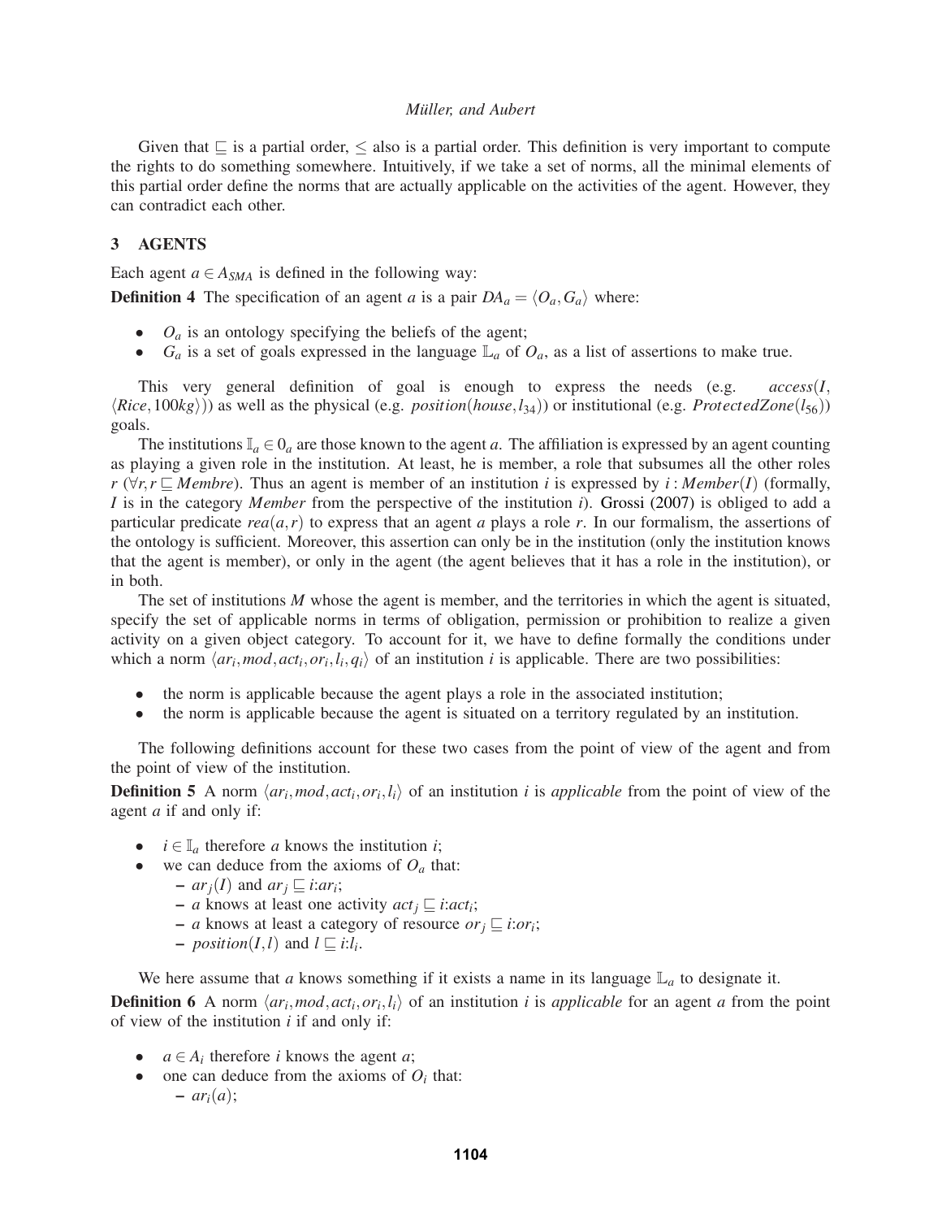Given that $\sqsubseteq$ is a partial order, $\leq$ also is a partial order. This definition is very important to compute the rights to do something somewhere. Intuitively, if we take a set of norms, all the minimal elements of this partial order define the norms that are actually applicable on the activities of the agent. However, they can contradict each other.

## 3 AGENTS

Each agent $a \in A_{SMA}$ is defined in the following way:

**Definition 4** The specification of an agent $a$ is a pair $DA_a = \langle O_a, G_a \rangle$ where:

- $O_a$ is an ontology specifying the beliefs of the agent;
- $G_a$ is a set of goals expressed in the language $\mathbb{L}_a$ of $O_a$, as a list of assertions to make true.

This very general definition of goal is enough to express the needs (e.g. $access(I, \langle Rice, 100kg \rangle)$) as well as the physical (e.g. $position(house, l_{34})$) or institutional (e.g. $ProtectedZone(l_{56})$) goals.

The institutions $\mathbb{I}_a \in 0_a$ are those known to the agent $a$. The affiliation is expressed by an agent counting as playing a given role in the institution. At least, he is member, a role that subsumes all the other roles $r$ ($\forall r, r \sqsubseteq Membre$). Thus an agent is member of an institution $i$ is expressed by $i : Member(I)$ (formally, $I$ is in the category *Member* from the perspective of the institution $i$). Grossi (2007) is obliged to add a particular predicate $rea(a, r)$ to express that an agent $a$ plays a role $r$. In our formalism, the assertions of the ontology is sufficient. Moreover, this assertion can only be in the institution (only the institution knows that the agent is member), or only in the agent (the agent believes that it has a role in the institution), or in both.

The set of institutions $M$ whose the agent is member, and the territories in which the agent is situated, specify the set of applicable norms in terms of obligation, permission or prohibition to realize a given activity on a given object category. To account for it, we have to define formally the conditions under which a norm $\langle ar_i, mod, act_i, or_i, l_i, q_i \rangle$ of an institution $i$ is applicable. There are two possibilities:

- the norm is applicable because the agent plays a role in the associated institution;
- the norm is applicable because the agent is situated on a territory regulated by an institution.

The following definitions account for these two cases from the point of view of the agent and from the point of view of the institution.

**Definition 5** A norm $\langle ar_i, mod, act_i, or_i, l_i \rangle$ of an institution $i$ is *applicable* from the point of view of the agent $a$ if and only if:

- $i \in \mathbb{I}_a$ therefore $a$ knows the institution $i$;
- we can deduce from the axioms of $O_a$ that:
  - $ar_j(I)$ and $ar_j \sqsubseteq i{:}ar_i$;
  - $a$ knows at least one activity $act_j \sqsubseteq i{:}act_i$;
  - $a$ knows at least a category of resource $or_j \sqsubseteq i{:}or_i$;
  - $position(I, l)$ and $l \sqsubseteq i{:}l_i$.

We here assume that $a$ knows something if it exists a name in its language $\mathbb{L}_a$ to designate it.

**Definition 6** A norm $\langle ar_i, mod, act_i, or_i, l_i \rangle$ of an institution $i$ is *applicable* for an agent $a$ from the point of view of the institution $i$ if and only if:

- $a \in A_i$ therefore $i$ knows the agent $a$;
- one can deduce from the axioms of $O_i$ that:
  - $ar_i(a)$;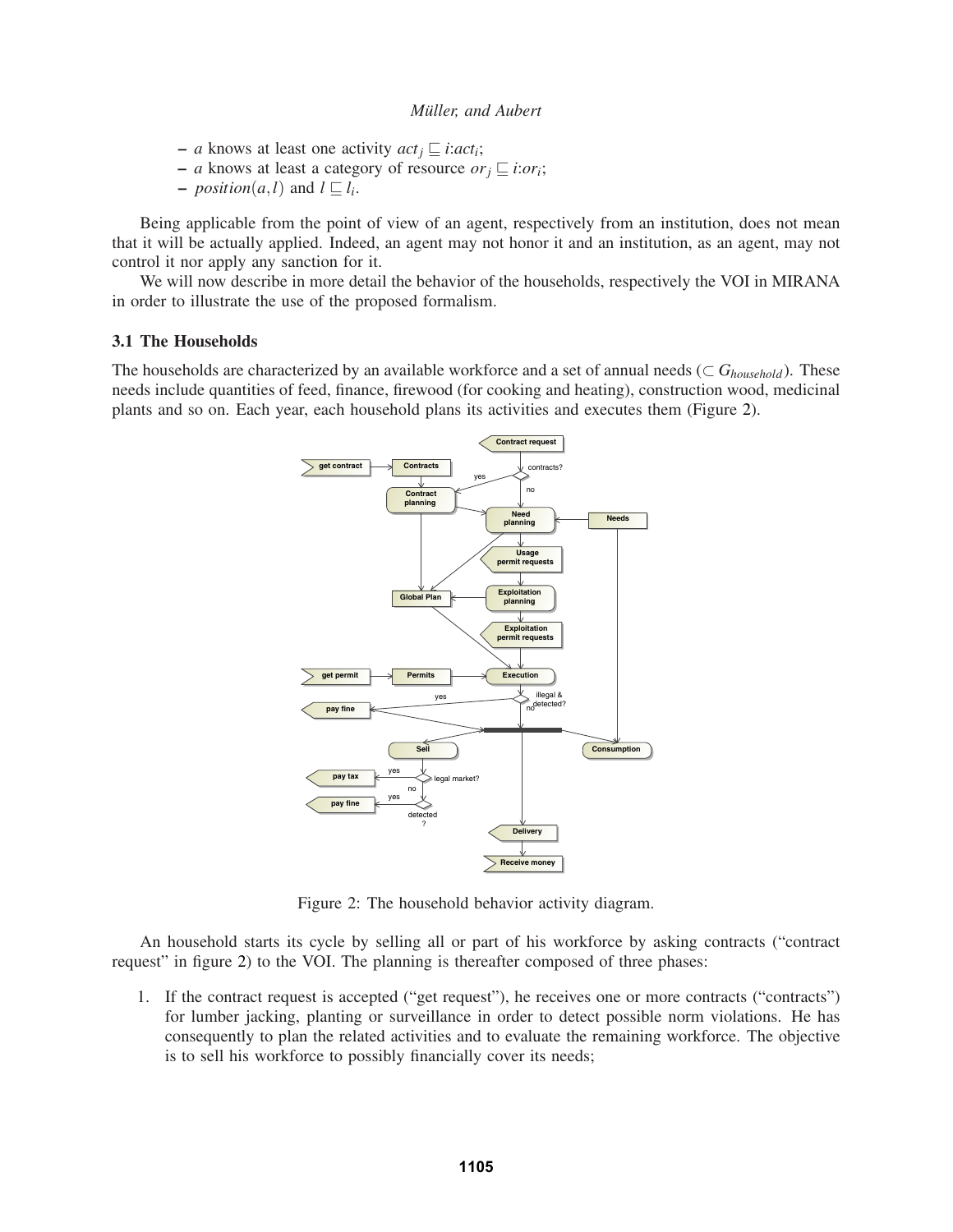- $a$ knows at least one activity $act_j \sqsubseteq i{:}act_i$;
- $a$ knows at least a category of resource $or_j \sqsubseteq i{:}or_i$;
- $position(a,l)$ and $l \sqsubseteq l_i$.

Being applicable from the point of view of an agent, respectively from an institution, does not mean that it will be actually applied. Indeed, an agent may not honor it and an institution, as an agent, may not control it nor apply any sanction for it.

We will now describe in more detail the behavior of the households, respectively the VOI in MIRANA in order to illustrate the use of the proposed formalism.

### 3.1 The Households

The households are characterized by an available workforce and a set of annual needs ($\subset G_{household}$). These needs include quantities of feed, finance, firewood (for cooking and heating), construction wood, medicinal plants and so on. Each year, each household plans its activities and executes them (Figure 2).

Figure 2: The household behavior activity diagram.

An household starts its cycle by selling all or part of his workforce by asking contracts ("contract request" in figure 2) to the VOI. The planning is thereafter composed of three phases:

1. If the contract request is accepted ("get request"), he receives one or more contracts ("contracts") for lumber jacking, planting or surveillance in order to detect possible norm violations. He has consequently to plan the related activities and to evaluate the remaining workforce. The objective is to sell his workforce to possibly financially cover its needs;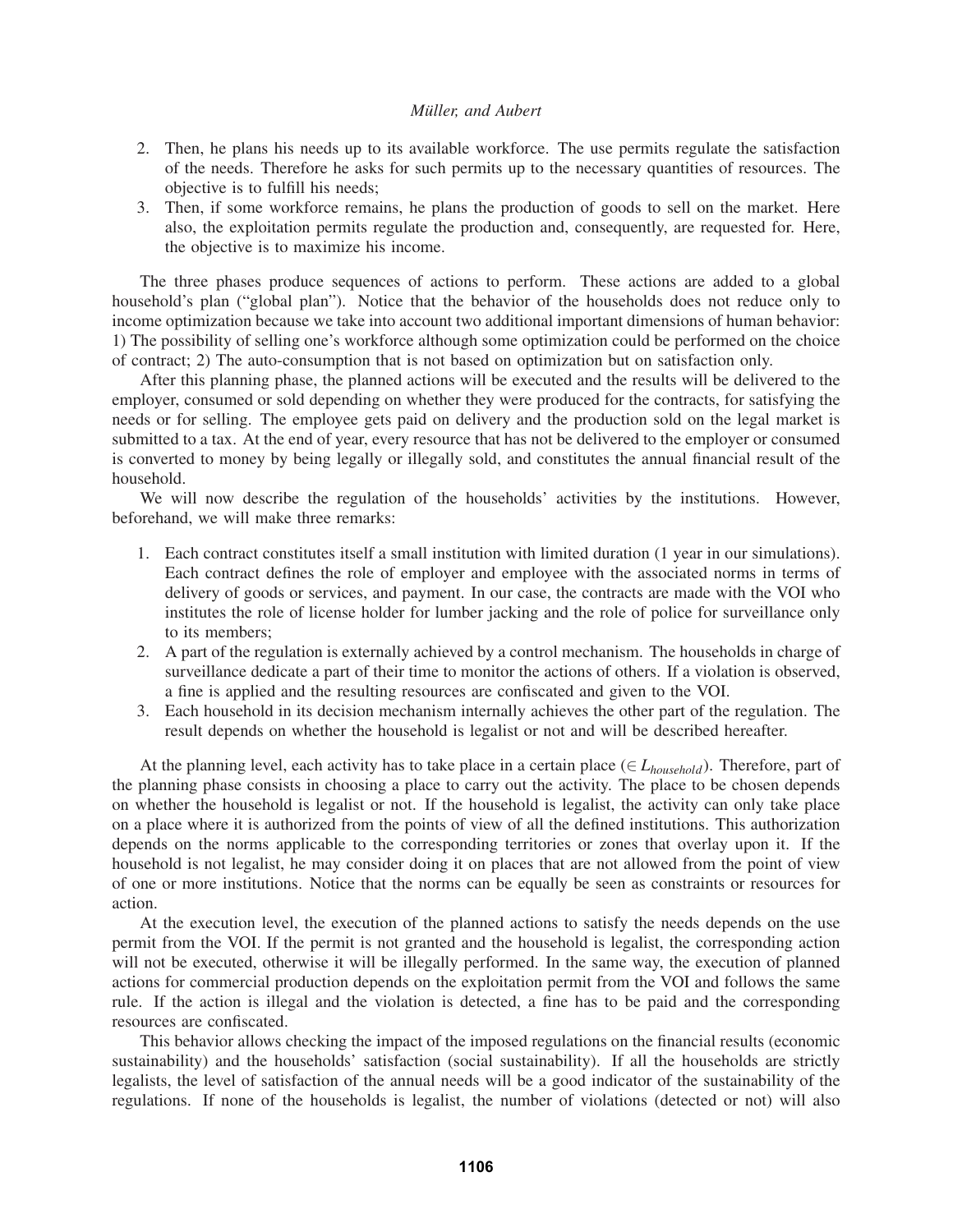2. Then, he plans his needs up to its available workforce. The use permits regulate the satisfaction of the needs. Therefore he asks for such permits up to the necessary quantities of resources. The objective is to fulfill his needs;
3. Then, if some workforce remains, he plans the production of goods to sell on the market. Here also, the exploitation permits regulate the production and, consequently, are requested for. Here, the objective is to maximize his income.

The three phases produce sequences of actions to perform. These actions are added to a global household's plan ("global plan"). Notice that the behavior of the households does not reduce only to income optimization because we take into account two additional important dimensions of human behavior: 1) The possibility of selling one's workforce although some optimization could be performed on the choice of contract; 2) The auto-consumption that is not based on optimization but on satisfaction only.

After this planning phase, the planned actions will be executed and the results will be delivered to the employer, consumed or sold depending on whether they were produced for the contracts, for satisfying the needs or for selling. The employee gets paid on delivery and the production sold on the legal market is submitted to a tax. At the end of year, every resource that has not be delivered to the employer or consumed is converted to money by being legally or illegally sold, and constitutes the annual financial result of the household.

We will now describe the regulation of the households' activities by the institutions. However, beforehand, we will make three remarks:

1. Each contract constitutes itself a small institution with limited duration (1 year in our simulations). Each contract defines the role of employer and employee with the associated norms in terms of delivery of goods or services, and payment. In our case, the contracts are made with the VOI who institutes the role of license holder for lumber jacking and the role of police for surveillance only to its members;
2. A part of the regulation is externally achieved by a control mechanism. The households in charge of surveillance dedicate a part of their time to monitor the actions of others. If a violation is observed, a fine is applied and the resulting resources are confiscated and given to the VOI.
3. Each household in its decision mechanism internally achieves the other part of the regulation. The result depends on whether the household is legalist or not and will be described hereafter.

At the planning level, each activity has to take place in a certain place ($\in L_{household}$). Therefore, part of the planning phase consists in choosing a place to carry out the activity. The place to be chosen depends on whether the household is legalist or not. If the household is legalist, the activity can only take place on a place where it is authorized from the points of view of all the defined institutions. This authorization depends on the norms applicable to the corresponding territories or zones that overlay upon it. If the household is not legalist, he may consider doing it on places that are not allowed from the point of view of one or more institutions. Notice that the norms can be equally be seen as constraints or resources for action.

At the execution level, the execution of the planned actions to satisfy the needs depends on the use permit from the VOI. If the permit is not granted and the household is legalist, the corresponding action will not be executed, otherwise it will be illegally performed. In the same way, the execution of planned actions for commercial production depends on the exploitation permit from the VOI and follows the same rule. If the action is illegal and the violation is detected, a fine has to be paid and the corresponding resources are confiscated.

This behavior allows checking the impact of the imposed regulations on the financial results (economic sustainability) and the households' satisfaction (social sustainability). If all the households are strictly legalists, the level of satisfaction of the annual needs will be a good indicator of the sustainability of the regulations. If none of the households is legalist, the number of violations (detected or not) will also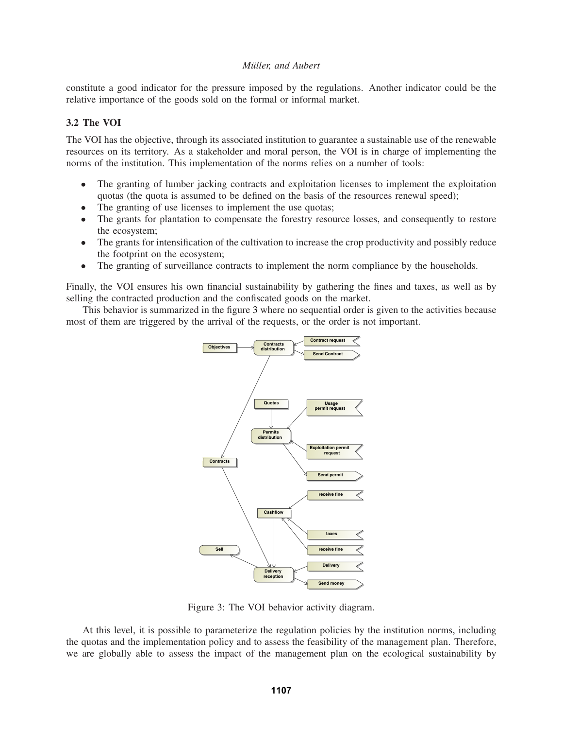constitute a good indicator for the pressure imposed by the regulations. Another indicator could be the relative importance of the goods sold on the formal or informal market.

### 3.2 The VOI

The VOI has the objective, through its associated institution to guarantee a sustainable use of the renewable resources on its territory. As a stakeholder and moral person, the VOI is in charge of implementing the norms of the institution. This implementation of the norms relies on a number of tools:

- The granting of lumber jacking contracts and exploitation licenses to implement the exploitation quotas (the quota is assumed to be defined on the basis of the resources renewal speed);
- The granting of use licenses to implement the use quotas;
- The grants for plantation to compensate the forestry resource losses, and consequently to restore the ecosystem;
- The grants for intensification of the cultivation to increase the crop productivity and possibly reduce the footprint on the ecosystem;
- The granting of surveillance contracts to implement the norm compliance by the households.

Finally, the VOI ensures his own financial sustainability by gathering the fines and taxes, as well as by selling the contracted production and the confiscated goods on the market.

This behavior is summarized in the figure 3 where no sequential order is given to the activities because most of them are triggered by the arrival of the requests, or the order is not important.

Figure 3: The VOI behavior activity diagram.

At this level, it is possible to parameterize the regulation policies by the institution norms, including the quotas and the implementation policy and to assess the feasibility of the management plan. Therefore, we are globally able to assess the impact of the management plan on the ecological sustainability by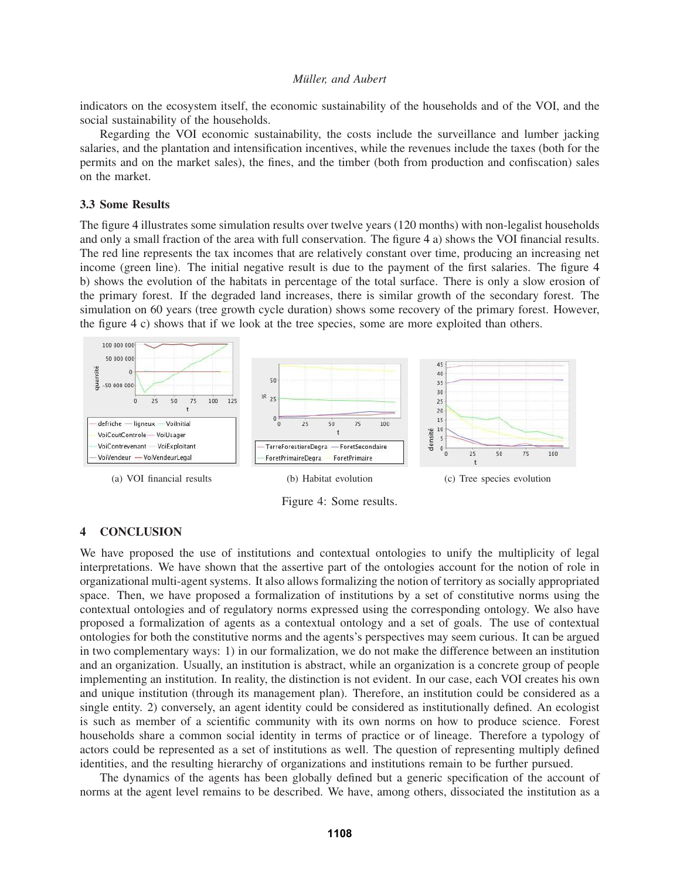indicators on the ecosystem itself, the economic sustainability of the households and of the VOI, and the social sustainability of the households.

Regarding the VOI economic sustainability, the costs include the surveillance and lumber jacking salaries, and the plantation and intensification incentives, while the revenues include the taxes (both for the permits and on the market sales), the fines, and the timber (both from production and confiscation) sales on the market.

### 3.3 Some Results

The figure 4 illustrates some simulation results over twelve years (120 months) with non-legalist households and only a small fraction of the area with full conservation. The figure 4 a) shows the VOI financial results. The red line represents the tax incomes that are relatively constant over time, producing an increasing net income (green line). The initial negative result is due to the payment of the first salaries. The figure 4 b) shows the evolution of the habitats in percentage of the total surface. There is only a slow erosion of the primary forest. If the degraded land increases, there is similar growth of the secondary forest. The simulation on 60 years (tree growth cycle duration) shows some recovery of the primary forest. However, the figure 4 c) shows that if we look at the tree species, some are more exploited than others.

(a) VOI financial results

(b) Habitat evolution

(c) Tree species evolution

Figure 4: Some results.

## 4 CONCLUSION

We have proposed the use of institutions and contextual ontologies to unify the multiplicity of legal interpretations. We have shown that the assertive part of the ontologies account for the notion of role in organizational multi-agent systems. It also allows formalizing the notion of territory as socially appropriated space. Then, we have proposed a formalization of institutions by a set of constitutive norms using the contextual ontologies and of regulatory norms expressed using the corresponding ontology. We also have proposed a formalization of agents as a contextual ontology and a set of goals. The use of contextual ontologies for both the constitutive norms and the agents's perspectives may seem curious. It can be argued in two complementary ways: 1) in our formalization, we do not make the difference between an institution and an organization. Usually, an institution is abstract, while an organization is a concrete group of people implementing an institution. In reality, the distinction is not evident. In our case, each VOI creates his own and unique institution (through its management plan). Therefore, an institution could be considered as a single entity. 2) conversely, an agent identity could be considered as institutionally defined. An ecologist is such as member of a scientific community with its own norms on how to produce science. Forest households share a common social identity in terms of practice or of lineage. Therefore a typology of actors could be represented as a set of institutions as well. The question of representing multiply defined identities, and the resulting hierarchy of organizations and institutions remain to be further pursued.

The dynamics of the agents has been globally defined but a generic specification of the account of norms at the agent level remains to be described. We have, among others, dissociated the institution as a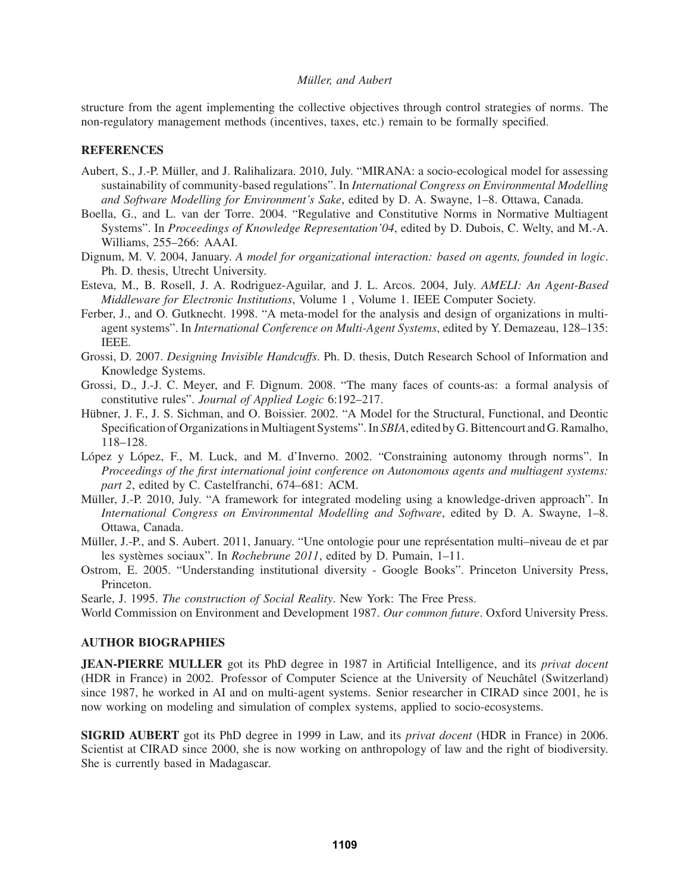structure from the agent implementing the collective objectives through control strategies of norms. The non-regulatory management methods (incentives, taxes, etc.) remain to be formally specified.

## REFERENCES

Aubert, S., J.-P. Müller, and J. Ralihalizara. 2010, July. "MIRANA: a socio-ecological model for assessing sustainability of community-based regulations". In *International Congress on Environmental Modelling and Software Modelling for Environment's Sake*, edited by D. A. Swayne, 1–8. Ottawa, Canada.

Boella, G., and L. van der Torre. 2004. "Regulative and Constitutive Norms in Normative Multiagent Systems". In *Proceedings of Knowledge Representation'04*, edited by D. Dubois, C. Welty, and M.-A. Williams, 255–266: AAAI.

Dignum, M. V. 2004, January. *A model for organizational interaction: based on agents, founded in logic*. Ph. D. thesis, Utrecht University.

Esteva, M., B. Rosell, J. A. Rodriguez-Aguilar, and J. L. Arcos. 2004, July. *AMELI: An Agent-Based Middleware for Electronic Institutions*, Volume 1 , Volume 1. IEEE Computer Society.

Ferber, J., and O. Gutknecht. 1998. "A meta-model for the analysis and design of organizations in multi-agent systems". In *International Conference on Multi-Agent Systems*, edited by Y. Demazeau, 128–135: IEEE.

Grossi, D. 2007. *Designing Invisible Handcuffs*. Ph. D. thesis, Dutch Research School of Information and Knowledge Systems.

Grossi, D., J.-J. C. Meyer, and F. Dignum. 2008. "The many faces of counts-as: a formal analysis of constitutive rules". *Journal of Applied Logic* 6:192–217.

Hübner, J. F., J. S. Sichman, and O. Boissier. 2002. "A Model for the Structural, Functional, and Deontic Specification of Organizations in Multiagent Systems". In *SBIA*, edited by G. Bittencourt and G. Ramalho, 118–128.

López y López, F., M. Luck, and M. d'Inverno. 2002. "Constraining autonomy through norms". In *Proceedings of the first international joint conference on Autonomous agents and multiagent systems: part 2*, edited by C. Castelfranchi, 674–681: ACM.

Müller, J.-P. 2010, July. "A framework for integrated modeling using a knowledge-driven approach". In *International Congress on Environmental Modelling and Software*, edited by D. A. Swayne, 1–8. Ottawa, Canada.

Müller, J.-P., and S. Aubert. 2011, January. "Une ontologie pour une représentation multi–niveau de et par les systèmes sociaux". In *Rochebrune 2011*, edited by D. Pumain, 1–11.

Ostrom, E. 2005. "Understanding institutional diversity - Google Books". Princeton University Press, Princeton.

Searle, J. 1995. *The construction of Social Reality*. New York: The Free Press.

World Commission on Environment and Development 1987. *Our common future*. Oxford University Press.

## AUTHOR BIOGRAPHIES

**JEAN-PIERRE MULLER** got its PhD degree in 1987 in Artificial Intelligence, and its *privat docent* (HDR in France) in 2002. Professor of Computer Science at the University of Neuchâtel (Switzerland) since 1987, he worked in AI and on multi-agent systems. Senior researcher in CIRAD since 2001, he is now working on modeling and simulation of complex systems, applied to socio-ecosystems.

**SIGRID AUBERT** got its PhD degree in 1999 in Law, and its *privat docent* (HDR in France) in 2006. Scientist at CIRAD since 2000, she is now working on anthropology of law and the right of biodiversity. She is currently based in Madagascar.